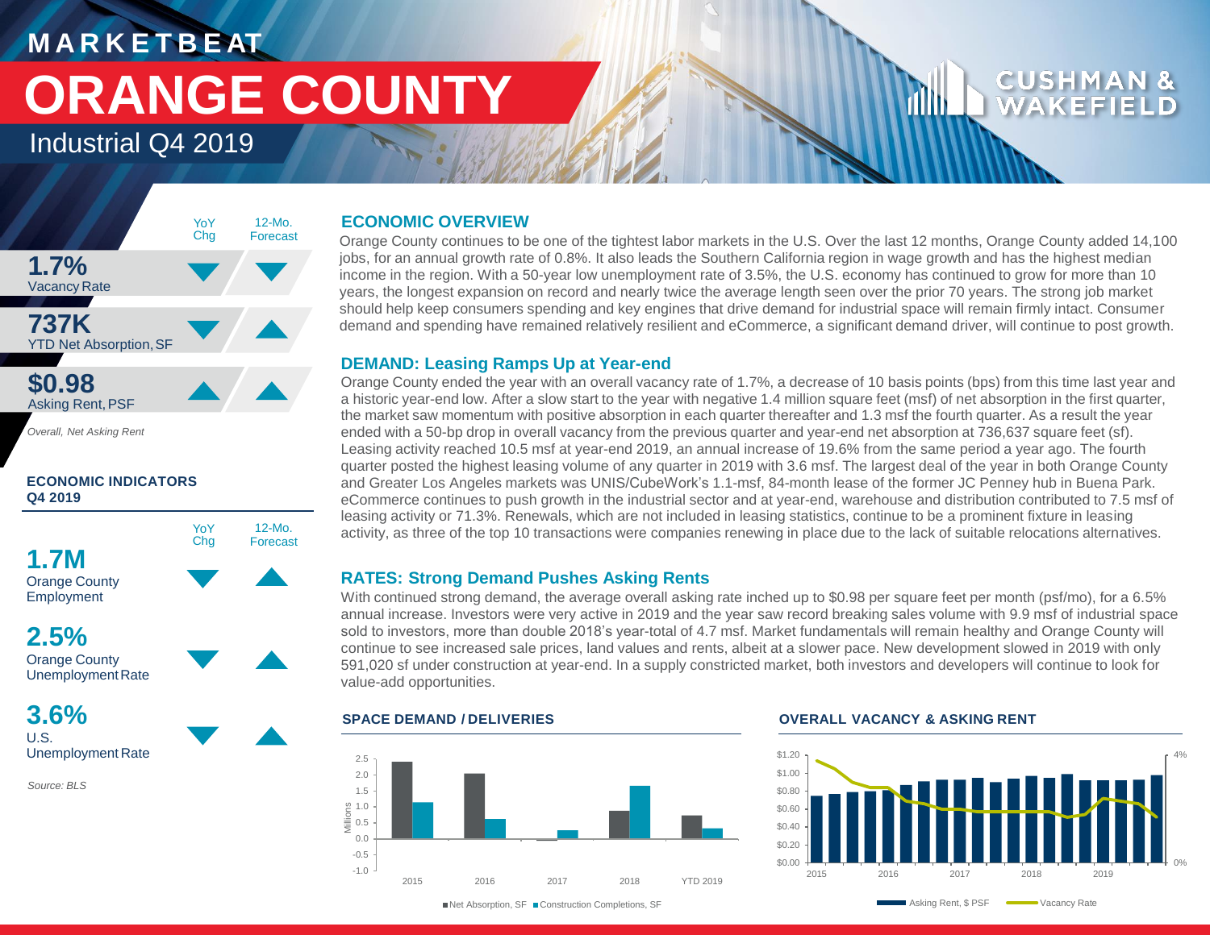# MARKETBEAT

# ORANGE COUNTY

## Industrial Q4 2019

CUSHMAN & WAKEFIELD

| | YoY Chg | 12-Mo. Forecast |
|---|---|---|
| **1.7%** Vacancy Rate | ▼ | ▼ |
| **737K** YTD Net Absorption, SF | ▼ | ▲ |
| **$0.98** Asking Rent, PSF | ▲ | ▲ |

*Overall, Net Asking Rent*

**ECONOMIC INDICATORS Q4 2019**

| | YoY Chg | 12-Mo. Forecast |
|---|---|---|
| **1.7M** Orange County Employment | ▼ | ▲ |
| **2.5%** Orange County Unemployment Rate | ▼ | ▲ |
| **3.6%** U.S. Unemployment Rate | ▼ | ▲ |

*Source: BLS*

### ECONOMIC OVERVIEW

Orange County continues to be one of the tightest labor markets in the U.S. Over the last 12 months, Orange County added 14,100 jobs, for an annual growth rate of 0.8%. It also leads the Southern California region in wage growth and has the highest median income in the region. With a 50-year low unemployment rate of 3.5%, the U.S. economy has continued to grow for more than 10 years, the longest expansion on record and nearly twice the average length seen over the prior 70 years. The strong job market should help keep consumers spending and key engines that drive demand for industrial space will remain firmly intact. Consumer demand and spending have remained relatively resilient and eCommerce, a significant demand driver, will continue to post growth.

### DEMAND: Leasing Ramps Up at Year-end

Orange County ended the year with an overall vacancy rate of 1.7%, a decrease of 10 basis points (bps) from this time last year and a historic year-end low. After a slow start to the year with negative 1.4 million square feet (msf) of net absorption in the first quarter, the market saw momentum with positive absorption in each quarter thereafter and 1.3 msf the fourth quarter. As a result the year ended with a 50-bp drop in overall vacancy from the previous quarter and year-end net absorption at 736,637 square feet (sf). Leasing activity reached 10.5 msf at year-end 2019, an annual increase of 19.6% from the same period a year ago. The fourth quarter posted the highest leasing volume of any quarter in 2019 with 3.6 msf. The largest deal of the year in both Orange County and Greater Los Angeles markets was UNIS/CubeWork's 1.1-msf, 84-month lease of the former JC Penney hub in Buena Park. eCommerce continues to push growth in the industrial sector and at year-end, warehouse and distribution contributed to 7.5 msf of leasing activity or 71.3%. Renewals, which are not included in leasing statistics, continue to be a prominent fixture in leasing activity, as three of the top 10 transactions were companies renewing in place due to the lack of suitable relocations alternatives.

### RATES: Strong Demand Pushes Asking Rents

With continued strong demand, the average overall asking rate inched up to $0.98 per square feet per month (psf/mo), for a 6.5% annual increase. Investors were very active in 2019 and the year saw record breaking sales volume with 9.9 msf of industrial space sold to investors, more than double 2018's year-total of 4.7 msf. Market fundamentals will remain healthy and Orange County will continue to see increased sale prices, land values and rents, albeit at a slower pace. New development slowed in 2019 with only 591,020 sf under construction at year-end. In a supply constricted market, both investors and developers will continue to look for value-add opportunities.

**SPACE DEMAND / DELIVERIES**

Millions
2.5
2.0
1.5
1.0
0.5
0.0
-0.5
-1.0
2015 2016 2017 2018 YTD 2019
Net Absorption, SF  Construction Completions, SF

**OVERALL VACANCY & ASKING RENT**

$1.20 $1.00 $0.80 $0.60 $0.40 $0.20 $0.00
4% 0%
2015 2016 2017 2018 2019
Asking Rent, $ PSF  Vacancy Rate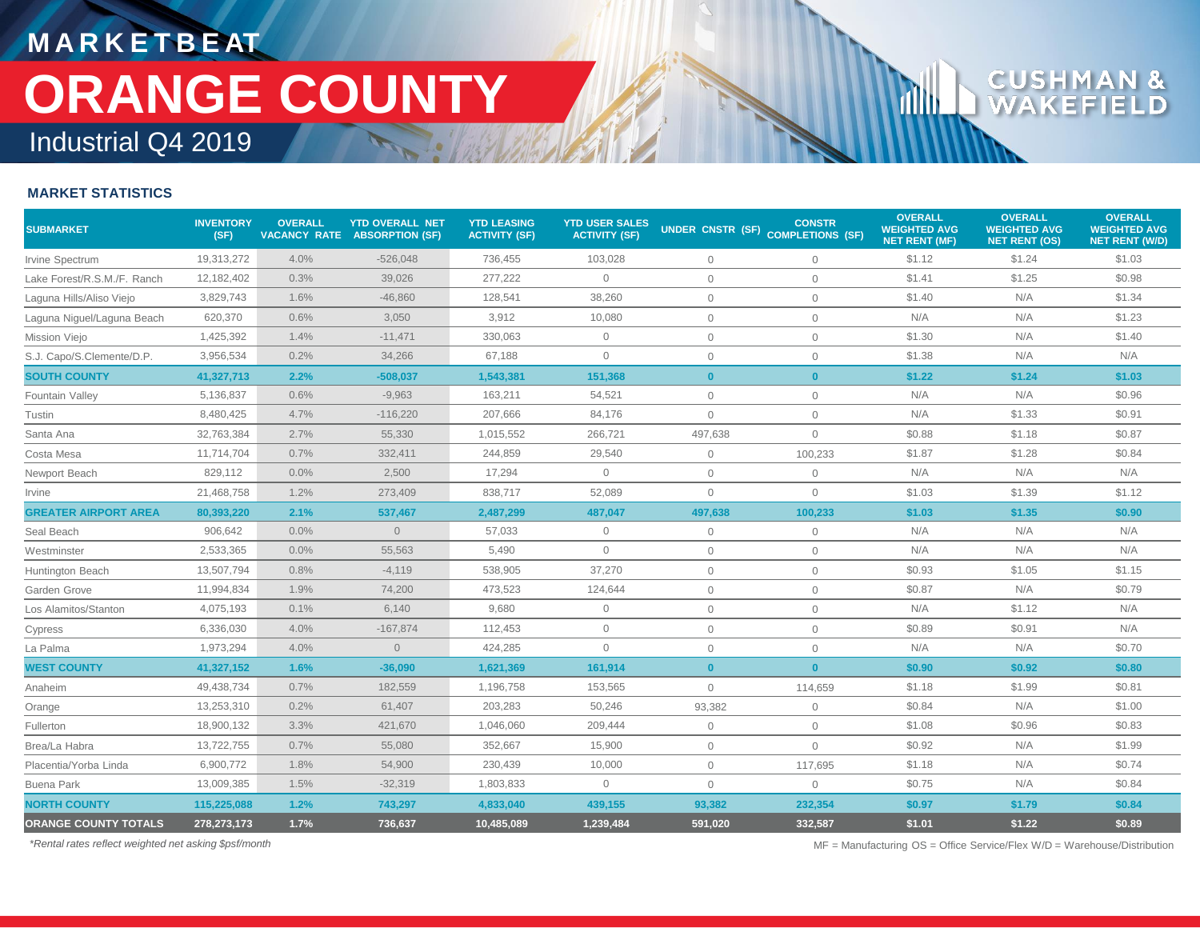# MARKETBEAT

# ORANGE COUNTY

## Industrial Q4 2019

### MARKET STATISTICS

| SUBMARKET | INVENTORY (SF) | OVERALL VACANCY RATE | YTD OVERALL NET ABSORPTION (SF) | YTD LEASING ACTIVITY (SF) | YTD USER SALES ACTIVITY (SF) | UNDER CNSTR (SF) | CONSTR COMPLETIONS (SF) | OVERALL WEIGHTED AVG NET RENT (MF) | OVERALL WEIGHTED AVG NET RENT (OS) | OVERALL WEIGHTED AVG NET RENT (W/D) |
|---|---|---|---|---|---|---|---|---|---|---|
| Irvine Spectrum | 19,313,272 | 4.0% | -526,048 | 736,455 | 103,028 | 0 | 0 | $1.12 | $1.24 | $1.03 |
| Lake Forest/R.S.M./F. Ranch | 12,182,402 | 0.3% | 39,026 | 277,222 | 0 | 0 | 0 | $1.41 | $1.25 | $0.98 |
| Laguna Hills/Aliso Viejo | 3,829,743 | 1.6% | -46,860 | 128,541 | 38,260 | 0 | 0 | $1.40 | N/A | $1.34 |
| Laguna Niguel/Laguna Beach | 620,370 | 0.6% | 3,050 | 3,912 | 10,080 | 0 | 0 | N/A | N/A | $1.23 |
| Mission Viejo | 1,425,392 | 1.4% | -11,471 | 330,063 | 0 | 0 | 0 | $1.30 | N/A | $1.40 |
| S.J. Capo/S.Clemente/D.P. | 3,956,534 | 0.2% | 34,266 | 67,188 | 0 | 0 | 0 | $1.38 | N/A | N/A |
| **SOUTH COUNTY** | **41,327,713** | **2.2%** | **-508,037** | **1,543,381** | **151,368** | **0** | **0** | **$1.22** | **$1.24** | **$1.03** |
| Fountain Valley | 5,136,837 | 0.6% | -9,963 | 163,211 | 54,521 | 0 | 0 | N/A | N/A | $0.96 |
| Tustin | 8,480,425 | 4.7% | -116,220 | 207,666 | 84,176 | 0 | 0 | N/A | $1.33 | $0.91 |
| Santa Ana | 32,763,384 | 2.7% | 55,330 | 1,015,552 | 266,721 | 497,638 | 0 | $0.88 | $1.18 | $0.87 |
| Costa Mesa | 11,714,704 | 0.7% | 332,411 | 244,859 | 29,540 | 0 | 100,233 | $1.87 | $1.28 | $0.84 |
| Newport Beach | 829,112 | 0.0% | 2,500 | 17,294 | 0 | 0 | 0 | N/A | N/A | N/A |
| Irvine | 21,468,758 | 1.2% | 273,409 | 838,717 | 52,089 | 0 | 0 | $1.03 | $1.39 | $1.12 |
| **GREATER AIRPORT AREA** | **80,393,220** | **2.1%** | **537,467** | **2,487,299** | **487,047** | **497,638** | **100,233** | **$1.03** | **$1.35** | **$0.90** |
| Seal Beach | 906,642 | 0.0% | 0 | 57,033 | 0 | 0 | 0 | N/A | N/A | N/A |
| Westminster | 2,533,365 | 0.0% | 55,563 | 5,490 | 0 | 0 | 0 | N/A | N/A | N/A |
| Huntington Beach | 13,507,794 | 0.8% | -4,119 | 538,905 | 37,270 | 0 | 0 | $0.93 | $1.05 | $1.15 |
| Garden Grove | 11,994,834 | 1.9% | 74,200 | 473,523 | 124,644 | 0 | 0 | $0.87 | N/A | $0.79 |
| Los Alamitos/Stanton | 4,075,193 | 0.1% | 6,140 | 9,680 | 0 | 0 | 0 | N/A | $1.12 | N/A |
| Cypress | 6,336,030 | 4.0% | -167,874 | 112,453 | 0 | 0 | 0 | $0.89 | $0.91 | N/A |
| La Palma | 1,973,294 | 4.0% | 0 | 424,285 | 0 | 0 | 0 | N/A | N/A | $0.70 |
| **WEST COUNTY** | **41,327,152** | **1.6%** | **-36,090** | **1,621,369** | **161,914** | **0** | **0** | **$0.90** | **$0.92** | **$0.80** |
| Anaheim | 49,438,734 | 0.7% | 182,559 | 1,196,758 | 153,565 | 0 | 114,659 | $1.18 | $1.99 | $0.81 |
| Orange | 13,253,310 | 0.2% | 61,407 | 203,283 | 50,246 | 93,382 | 0 | $0.84 | N/A | $1.00 |
| Fullerton | 18,900,132 | 3.3% | 421,670 | 1,046,060 | 209,444 | 0 | 0 | $1.08 | $0.96 | $0.83 |
| Brea/La Habra | 13,722,755 | 0.7% | 55,080 | 352,667 | 15,900 | 0 | 0 | $0.92 | N/A | $1.99 |
| Placentia/Yorba Linda | 6,900,772 | 1.8% | 54,900 | 230,439 | 10,000 | 0 | 117,695 | $1.18 | N/A | $0.74 |
| Buena Park | 13,009,385 | 1.5% | -32,319 | 1,803,833 | 0 | 0 | 0 | $0.75 | N/A | $0.84 |
| **NORTH COUNTY** | **115,225,088** | **1.2%** | **743,297** | **4,833,040** | **439,155** | **93,382** | **232,354** | **$0.97** | **$1.79** | **$0.84** |
| **ORANGE COUNTY TOTALS** | **278,273,173** | **1.7%** | **736,637** | **10,485,089** | **1,239,484** | **591,020** | **332,587** | **$1.01** | **$1.22** | **$0.89** |

*\*Rental rates reflect weighted net asking $psf/month*

MF = Manufacturing OS = Office Service/Flex W/D = Warehouse/Distribution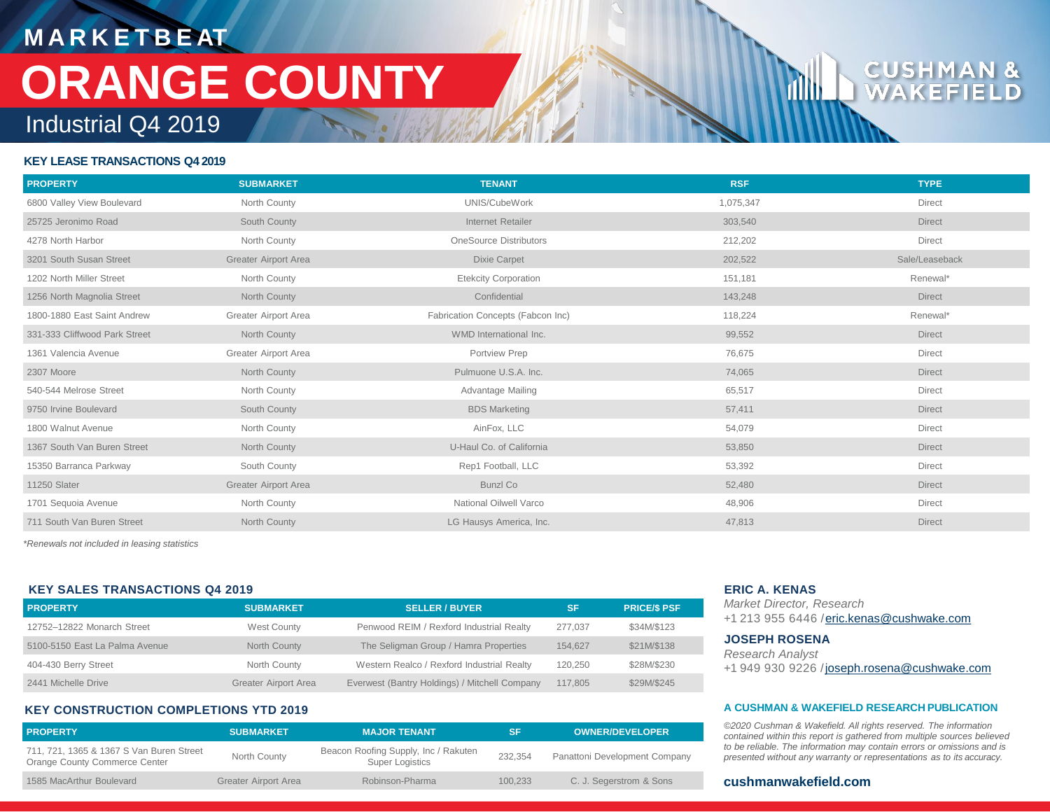# MARKETBEAT

# ORANGE COUNTY

## Industrial Q4 2019

### KEY LEASE TRANSACTIONS Q4 2019

| PROPERTY | SUBMARKET | TENANT | RSF | TYPE |
|---|---|---|---|---|
| 6800 Valley View Boulevard | North County | UNIS/CubeWork | 1,075,347 | Direct |
| 25725 Jeronimo Road | South County | Internet Retailer | 303,540 | Direct |
| 4278 North Harbor | North County | OneSource Distributors | 212,202 | Direct |
| 3201 South Susan Street | Greater Airport Area | Dixie Carpet | 202,522 | Sale/Leaseback |
| 1202 North Miller Street | North County | Etekcity Corporation | 151,181 | Renewal* |
| 1256 North Magnolia Street | North County | Confidential | 143,248 | Direct |
| 1800-1880 East Saint Andrew | Greater Airport Area | Fabrication Concepts (Fabcon Inc) | 118,224 | Renewal* |
| 331-333 Cliffwood Park Street | North County | WMD International Inc. | 99,552 | Direct |
| 1361 Valencia Avenue | Greater Airport Area | Portview Prep | 76,675 | Direct |
| 2307 Moore | North County | Pulmuone U.S.A. Inc. | 74,065 | Direct |
| 540-544 Melrose Street | North County | Advantage Mailing | 65,517 | Direct |
| 9750 Irvine Boulevard | South County | BDS Marketing | 57,411 | Direct |
| 1800 Walnut Avenue | North County | AinFox, LLC | 54,079 | Direct |
| 1367 South Van Buren Street | North County | U-Haul Co. of California | 53,850 | Direct |
| 15350 Barranca Parkway | South County | Rep1 Football, LLC | 53,392 | Direct |
| 11250 Slater | Greater Airport Area | Bunzl Co | 52,480 | Direct |
| 1701 Sequoia Avenue | North County | National Oilwell Varco | 48,906 | Direct |
| 711 South Van Buren Street | North County | LG Hausys America, Inc. | 47,813 | Direct |

*Renewals not included in leasing statistics

### KEY SALES TRANSACTIONS Q4 2019

| PROPERTY | SUBMARKET | SELLER / BUYER | SF | PRICE/$ PSF |
|---|---|---|---|---|
| 12752–12822 Monarch Street | West County | Penwood REIM / Rexford Industrial Realty | 277,037 | $34M/$123 |
| 5100-5150 East La Palma Avenue | North County | The Seligman Group / Hamra Properties | 154,627 | $21M/$138 |
| 404-430 Berry Street | North County | Western Realco / Rexford Industrial Realty | 120,250 | $28M/$230 |
| 2441 Michelle Drive | Greater Airport Area | Everwest (Bantry Holdings) / Mitchell Company | 117,805 | $29M/$245 |

### KEY CONSTRUCTION COMPLETIONS YTD 2019

| PROPERTY | SUBMARKET | MAJOR TENANT | SF | OWNER/DEVELOPER |
|---|---|---|---|---|
| 711, 721, 1365 & 1367 S Van Buren Street Orange County Commerce Center | North County | Beacon Roofing Supply, Inc / Rakuten Super Logistics | 232,354 | Panattoni Development Company |
| 1585 MacArthur Boulevard | Greater Airport Area | Robinson-Pharma | 100,233 | C. J. Segerstrom & Sons |

**ERIC A. KENAS**
*Market Director, Research*
+1 213 955 6446 /eric.kenas@cushwake.com

**JOSEPH ROSENA**
*Research Analyst*
+1 949 930 9226 /joseph.rosena@cushwake.com

**A CUSHMAN & WAKEFIELD RESEARCH PUBLICATION**

*©2020 Cushman & Wakefield. All rights reserved. The information contained within this report is gathered from multiple sources believed to be reliable. The information may contain errors or omissions and is presented without any warranty or representations as to its accuracy.*

**cushmanwakefield.com**